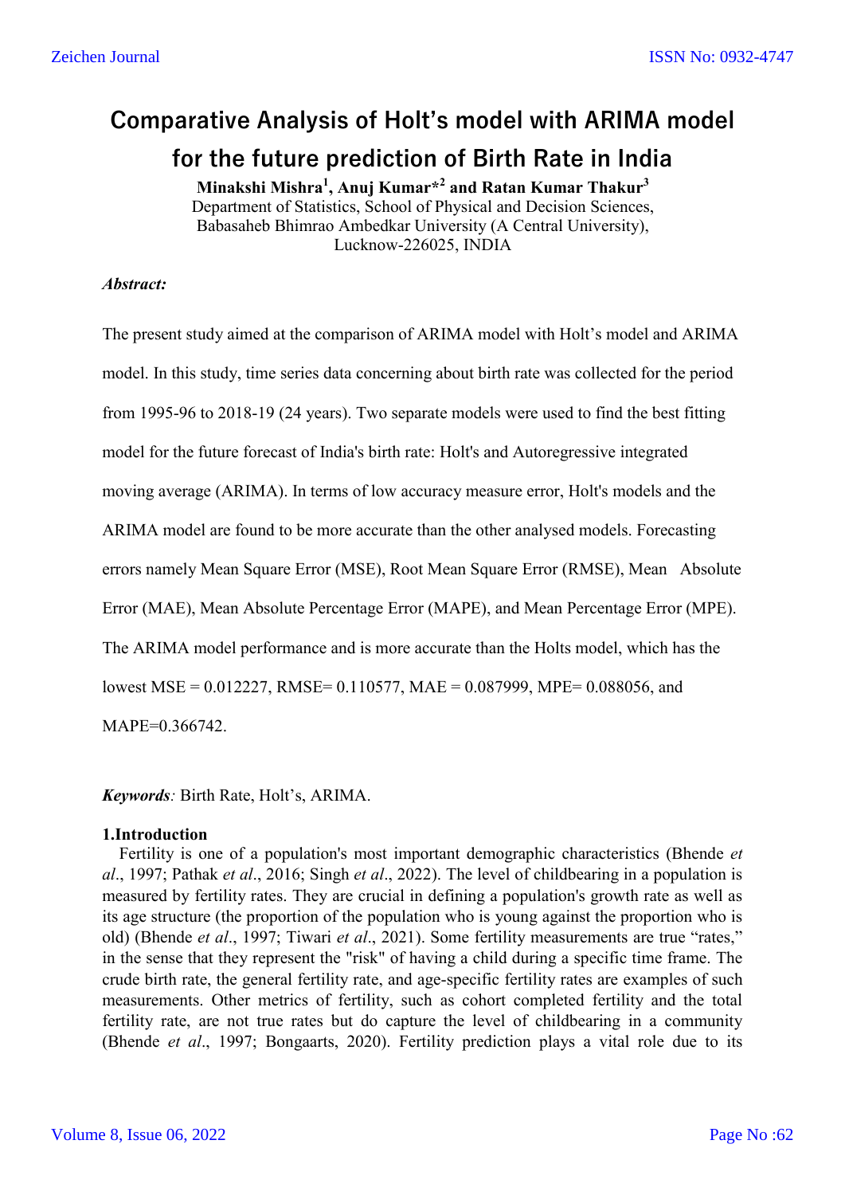# Comparative Analysis of Holt's model with ARIMA model for the future prediction of Birth Rate in India

**Minakshi Mishra[1], Anuj Kumar*[2] and Ratan Kumar Thakur[3]**

Department of Statistics, School of Physical and Decision Sciences, Babasaheb Bhimrao Ambedkar University (A Central University), Lucknow-226025, INDIA

***Abstract:***

The present study aimed at the comparison of ARIMA model with Holt's model and ARIMA model. In this study, time series data concerning about birth rate was collected for the period from 1995-96 to 2018-19 (24 years). Two separate models were used to find the best fitting model for the future forecast of India's birth rate: Holt's and Autoregressive integrated moving average (ARIMA). In terms of low accuracy measure error, Holt's models and the ARIMA model are found to be more accurate than the other analysed models. Forecasting errors namely Mean Square Error (MSE), Root Mean Square Error (RMSE), Mean Absolute Error (MAE), Mean Absolute Percentage Error (MAPE), and Mean Percentage Error (MPE). The ARIMA model performance and is more accurate than the Holts model, which has the lowest MSE = 0.012227, RMSE= 0.110577, MAE = 0.087999, MPE= 0.088056, and MAPE=0.366742.

***Keywords**:* Birth Rate, Holt's, ARIMA.

## 1.Introduction

Fertility is one of a population's most important demographic characteristics (Bhende *et al*., 1997; Pathak *et al*., 2016; Singh *et al*., 2022). The level of childbearing in a population is measured by fertility rates. They are crucial in defining a population's growth rate as well as its age structure (the proportion of the population who is young against the proportion who is old) (Bhende *et al*., 1997; Tiwari *et al*., 2021). Some fertility measurements are true "rates," in the sense that they represent the "risk" of having a child during a specific time frame. The crude birth rate, the general fertility rate, and age-specific fertility rates are examples of such measurements. Other metrics of fertility, such as cohort completed fertility and the total fertility rate, are not true rates but do capture the level of childbearing in a community (Bhende *et al*., 1997; Bongaarts, 2020). Fertility prediction plays a vital role due to its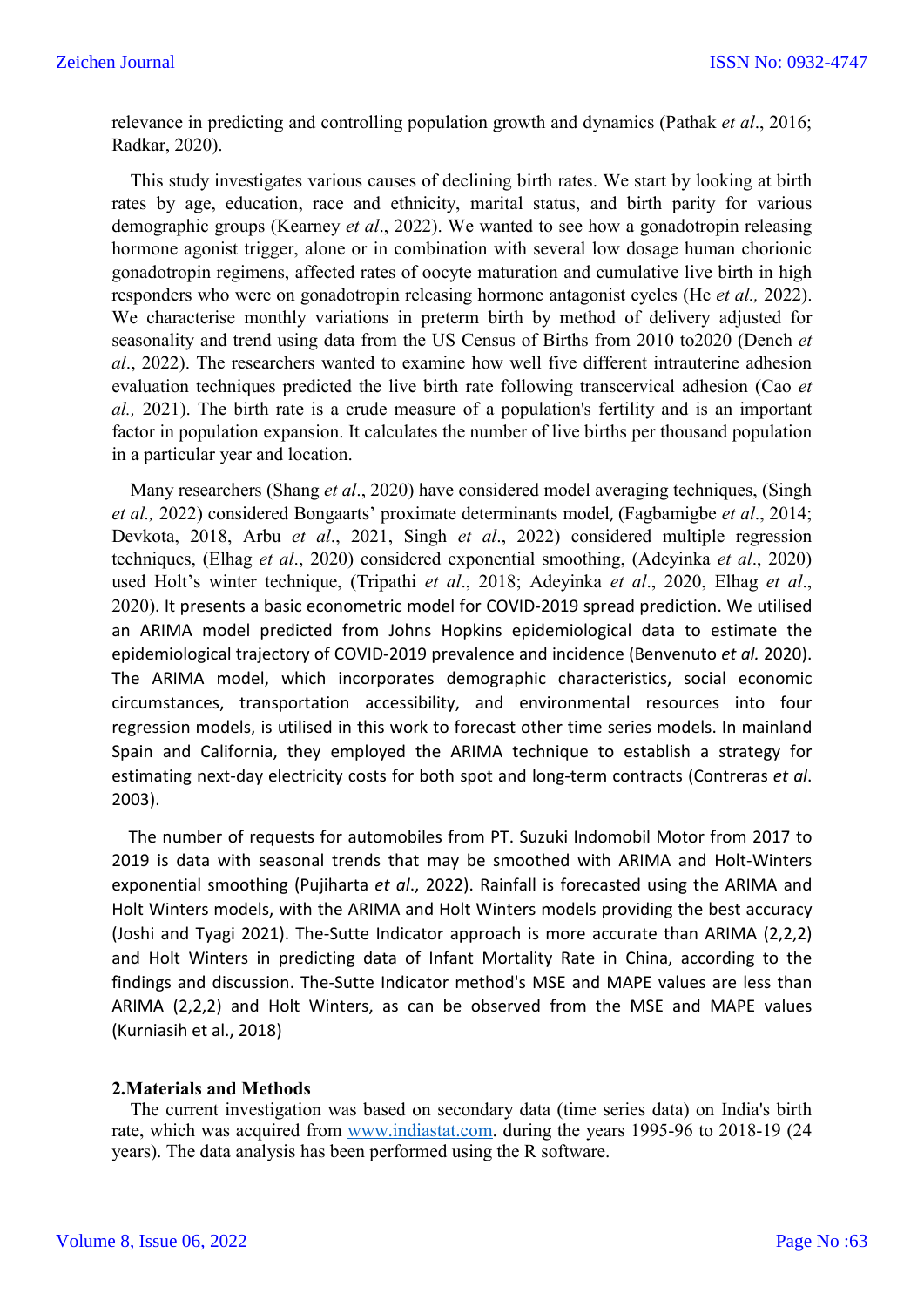relevance in predicting and controlling population growth and dynamics (Pathak *et al*., 2016; Radkar, 2020).

This study investigates various causes of declining birth rates. We start by looking at birth rates by age, education, race and ethnicity, marital status, and birth parity for various demographic groups (Kearney *et al*., 2022). We wanted to see how a gonadotropin releasing hormone agonist trigger, alone or in combination with several low dosage human chorionic gonadotropin regimens, affected rates of oocyte maturation and cumulative live birth in high responders who were on gonadotropin releasing hormone antagonist cycles (He *et al.,* 2022). We characterise monthly variations in preterm birth by method of delivery adjusted for seasonality and trend using data from the US Census of Births from 2010 to2020 (Dench *et al*., 2022). The researchers wanted to examine how well five different intrauterine adhesion evaluation techniques predicted the live birth rate following transcervical adhesion (Cao *et al.,* 2021). The birth rate is a crude measure of a population's fertility and is an important factor in population expansion. It calculates the number of live births per thousand population in a particular year and location.

Many researchers (Shang *et al*., 2020) have considered model averaging techniques, (Singh *et al.,* 2022) considered Bongaarts' proximate determinants model, (Fagbamigbe *et al*., 2014; Devkota, 2018, Arbu *et al*., 2021, Singh *et al*., 2022) considered multiple regression techniques, (Elhag *et al*., 2020) considered exponential smoothing, (Adeyinka *et al*., 2020) used Holt's winter technique, (Tripathi *et al*., 2018; Adeyinka *et al*., 2020, Elhag *et al*., 2020). It presents a basic econometric model for COVID-2019 spread prediction. We utilised an ARIMA model predicted from Johns Hopkins epidemiological data to estimate the epidemiological trajectory of COVID-2019 prevalence and incidence (Benvenuto *et al.* 2020). The ARIMA model, which incorporates demographic characteristics, social economic circumstances, transportation accessibility, and environmental resources into four regression models, is utilised in this work to forecast other time series models. In mainland Spain and California, they employed the ARIMA technique to establish a strategy for estimating next-day electricity costs for both spot and long-term contracts (Contreras *et al*. 2003).

The number of requests for automobiles from PT. Suzuki Indomobil Motor from 2017 to 2019 is data with seasonal trends that may be smoothed with ARIMA and Holt-Winters exponential smoothing (Pujiharta *et al*., 2022). Rainfall is forecasted using the ARIMA and Holt Winters models, with the ARIMA and Holt Winters models providing the best accuracy (Joshi and Tyagi 2021). The-Sutte Indicator approach is more accurate than ARIMA (2,2,2) and Holt Winters in predicting data of Infant Mortality Rate in China, according to the findings and discussion. The-Sutte Indicator method's MSE and MAPE values are less than ARIMA (2,2,2) and Holt Winters, as can be observed from the MSE and MAPE values (Kurniasih et al., 2018)

## 2.Materials and Methods

The current investigation was based on secondary data (time series data) on India's birth rate, which was acquired from www.indiastat.com. during the years 1995-96 to 2018-19 (24 years). The data analysis has been performed using the R software.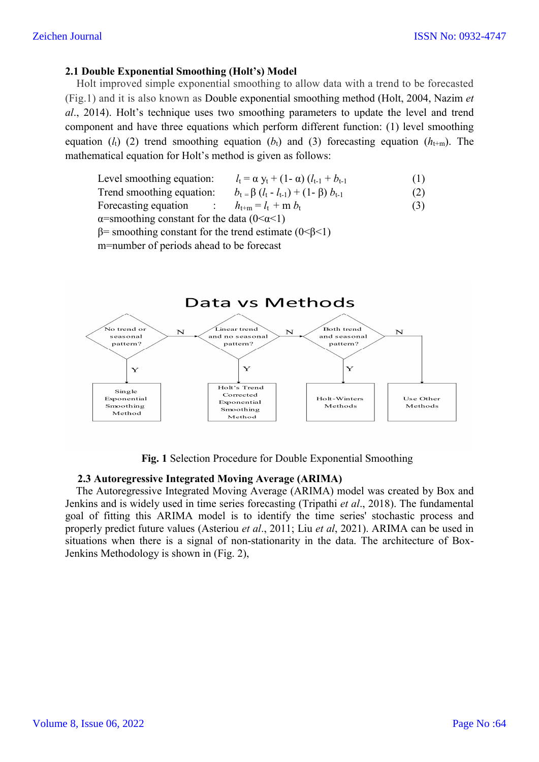## 2.1 Double Exponential Smoothing (Holt's) Model

Holt improved simple exponential smoothing to allow data with a trend to be forecasted (Fig.1) and it is also known as Double exponential smoothing method (Holt, 2004, Nazim *et al*., 2014). Holt's technique uses two smoothing parameters to update the level and trend component and have three equations which perform different function: (1) level smoothing equation ($l_t$) (2) trend smoothing equation ($b_t$) and (3) forecasting equation ($h_{t+m}$). The mathematical equation for Holt's method is given as follows:

Level smoothing equation: $l_t = \alpha\, y_t + (1-\alpha)\,(l_{t-1} + b_{t-1})$ (1)

Trend smoothing equation: $b_t = \beta\,(l_t - l_{t-1}) + (1-\beta)\,b_{t-1}$ (2)

Forecasting equation : $h_{t+m} = l_t + m\, b_t$ (3)

$\alpha$=smoothing constant for the data ($0<\alpha<1$)

$\beta$= smoothing constant for the trend estimate ($0<\beta<1$)

m=number of periods ahead to be forecast

Data vs Methods

No trend or seasonal pattern? — Y → Single Exponential Smoothing Method; N → Linear trend and no seasonal pattern? — Y → Holt's Trend Corrected Exponential Smoothing Method; N → Both trend and seasonal pattern? — Y → Holt-Winters Methods; N → Use Other Methods

**Fig. 1** Selection Procedure for Double Exponential Smoothing

## 2.3 Autoregressive Integrated Moving Average (ARIMA)

The Autoregressive Integrated Moving Average (ARIMA) model was created by Box and Jenkins and is widely used in time series forecasting (Tripathi *et al*., 2018). The fundamental goal of fitting this ARIMA model is to identify the time series' stochastic process and properly predict future values (Asteriou *et al*., 2011; Liu *et al*, 2021). ARIMA can be used in situations when there is a signal of non-stationarity in the data. The architecture of Box-Jenkins Methodology is shown in (Fig. 2),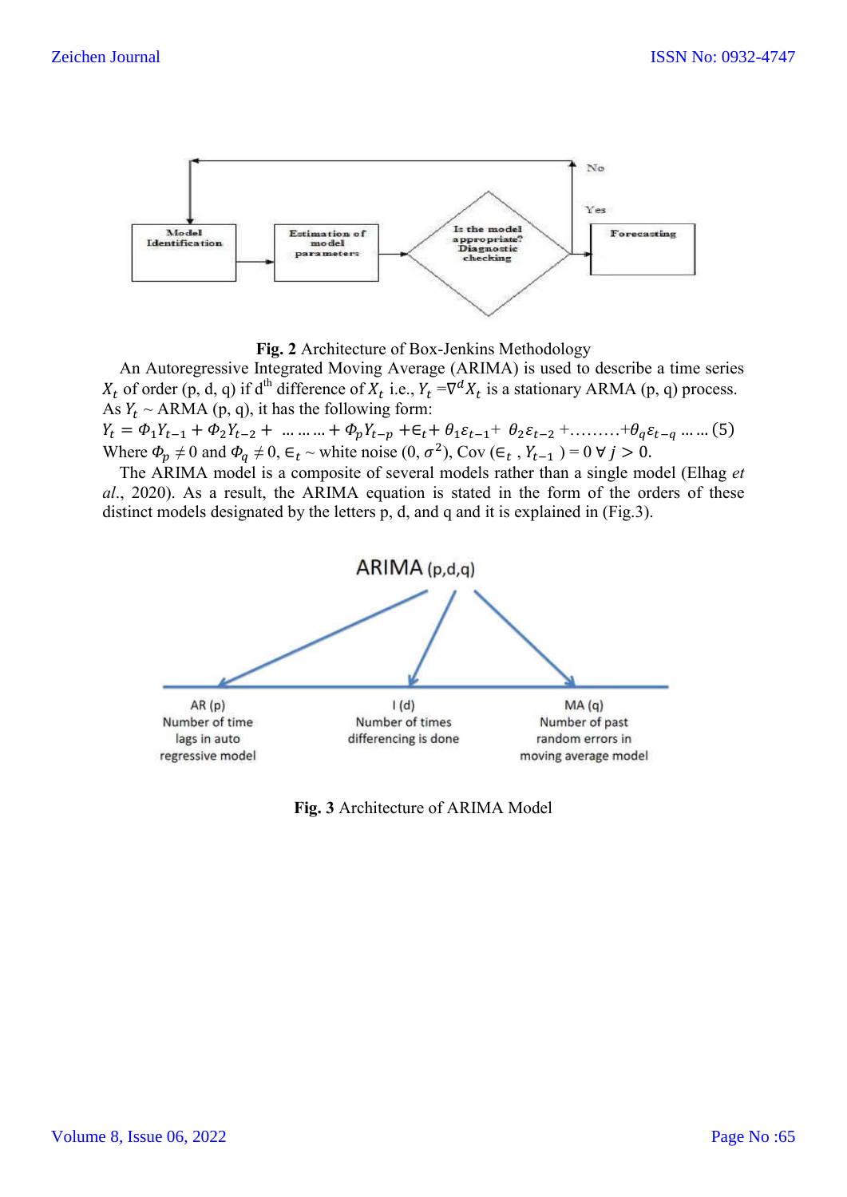**Fig. 2** Architecture of Box-Jenkins Methodology

An Autoregressive Integrated Moving Average (ARIMA) is used to describe a time series $X_t$ of order (p, d, q) if d[th] difference of $X_t$ i.e., $Y_t = \nabla^d X_t$ is a stationary ARMA (p, q) process. As $Y_t$ ~ ARMA (p, q), it has the following form:

$$Y_t = \Phi_1 Y_{t-1} + \Phi_2 Y_{t-2} + \dots\dots\dots + \Phi_p Y_{t-p} + \epsilon_t + \theta_1 \varepsilon_{t-1} + \theta_2 \varepsilon_{t-2} + \dots\dots\dots + \theta_q \varepsilon_{t-q} \dots\dots (5)$$

Where $\Phi_p \neq 0$ and $\Phi_q \neq 0$, $\epsilon_t$ ~ white noise $(0, \sigma^2)$, Cov $(\epsilon_t, Y_{t-1}) = 0 \; \forall \; j > 0$.

The ARIMA model is a composite of several models rather than a single model (Elhag *et al*., 2020). As a result, the ARIMA equation is stated in the form of the orders of these distinct models designated by the letters p, d, and q and it is explained in (Fig.3).

**Fig. 3** Architecture of ARIMA Model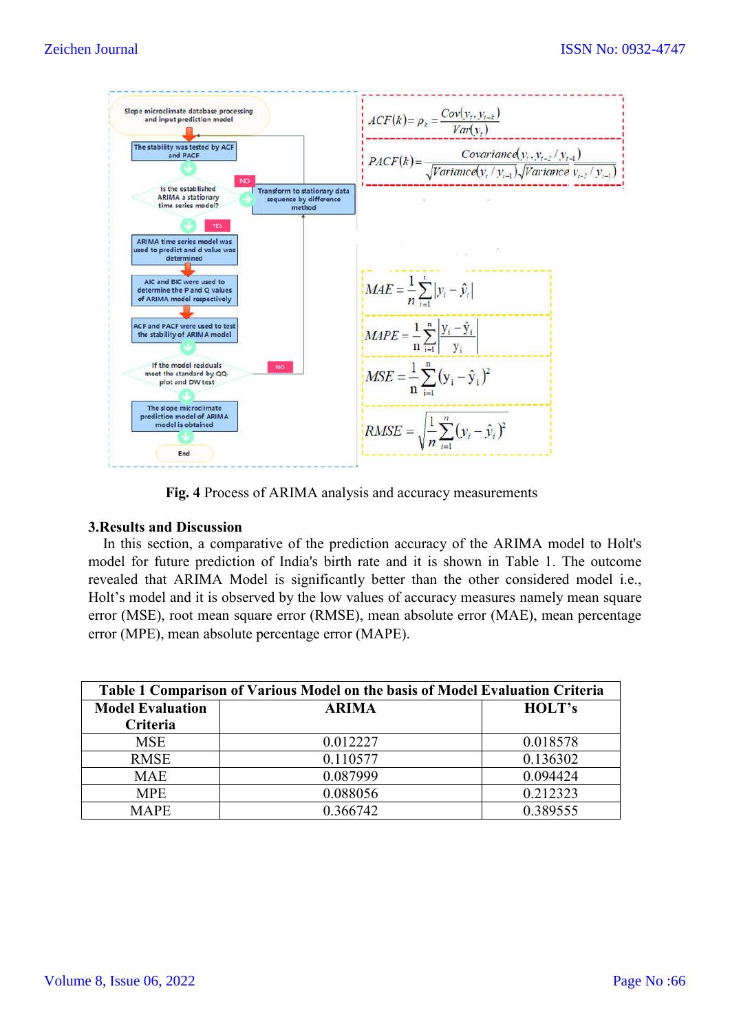$$ACF(k) = \rho_k = \frac{Cov(y_t, y_{t-k})}{Var(y_t)}$$

$$PACF(k) = \frac{Covariance(y_t, y_{t-2} / y_{t-1})}{\sqrt{Variance(y_t / y_{t-1})}\sqrt{Variance(y_{t-2} / y_{t-1})}}$$

$$MAE = \frac{1}{n}\sum_{i=1}^{n}|y_i - \hat{y}_i|$$

$$MAPE = \frac{1}{n}\sum_{i=1}^{n}\left|\frac{y_i - \hat{y}_i}{y_i}\right|$$

$$MSE = \frac{1}{n}\sum_{i=1}^{n}(y_i - \hat{y}_i)^2$$

$$RMSE = \sqrt{\frac{1}{n}\sum_{i=1}^{n}(y_i - \hat{y}_i)^2}$$

**Fig. 4** Process of ARIMA analysis and accuracy measurements

### 3.Results and Discussion

In this section, a comparative of the prediction accuracy of the ARIMA model to Holt's model for future prediction of India's birth rate and it is shown in Table 1. The outcome revealed that ARIMA Model is significantly better than the other considered model i.e., Holt's model and it is observed by the low values of accuracy measures namely mean square error (MSE), root mean square error (RMSE), mean absolute error (MAE), mean percentage error (MPE), mean absolute percentage error (MAPE).

**Table 1 Comparison of Various Model on the basis of Model Evaluation Criteria**

| Model Evaluation Criteria | ARIMA | HOLT's |
|---|---|---|
| MSE | 0.012227 | 0.018578 |
| RMSE | 0.110577 | 0.136302 |
| MAE | 0.087999 | 0.094424 |
| MPE | 0.088056 | 0.212323 |
| MAPE | 0.366742 | 0.389555 |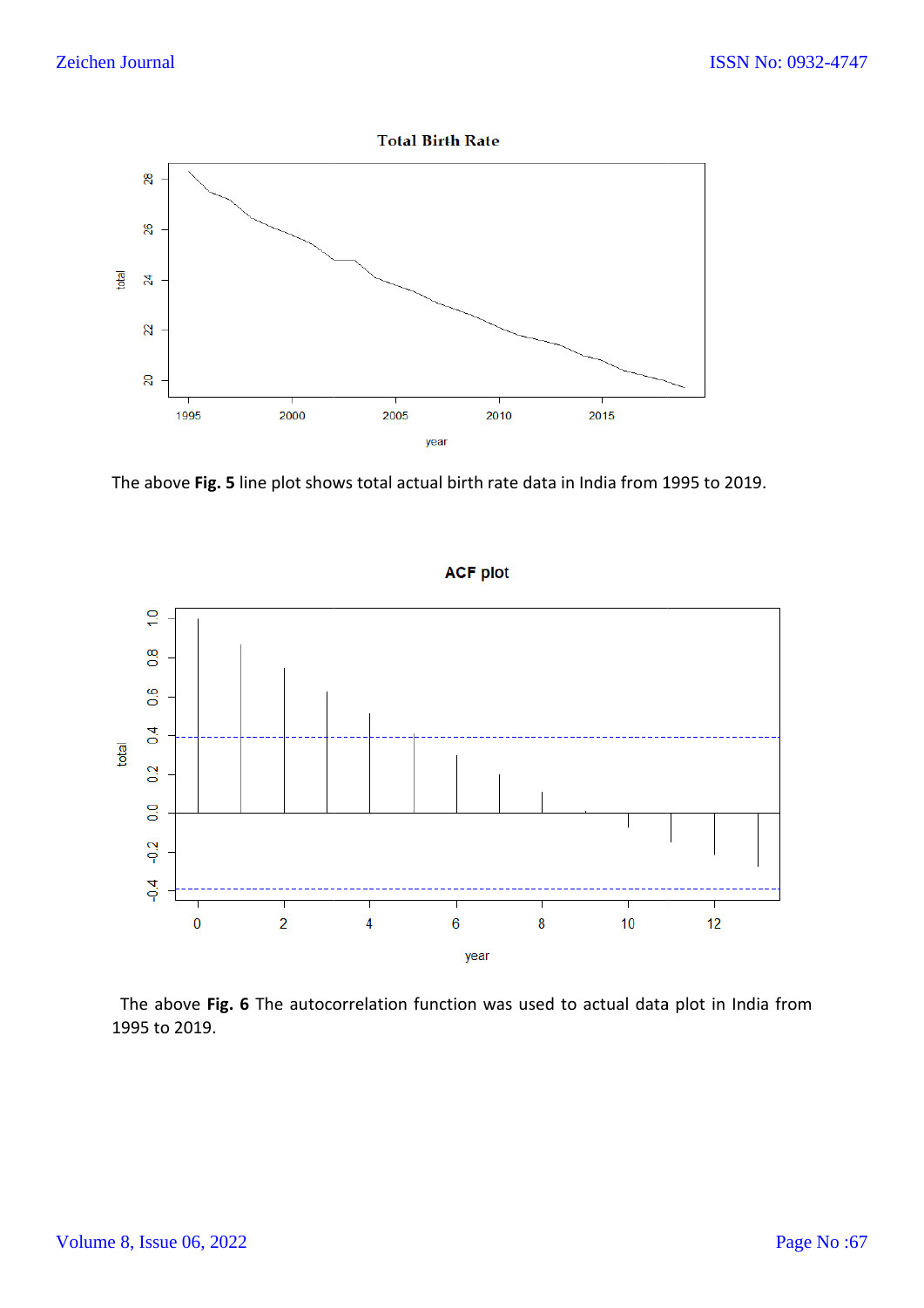The above **Fig. 5** line plot shows total actual birth rate data in India from 1995 to 2019.

The above **Fig. 6** The autocorrelation function was used to actual data plot in India from 1995 to 2019.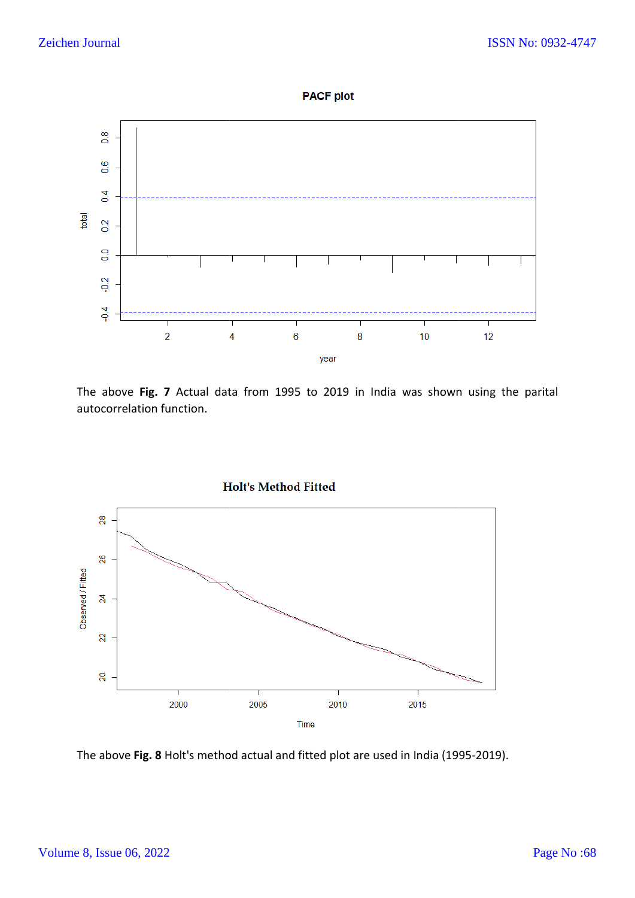The above **Fig. 7** Actual data from 1995 to 2019 in India was shown using the parital autocorrelation function.

The above **Fig. 8** Holt's method actual and fitted plot are used in India (1995-2019).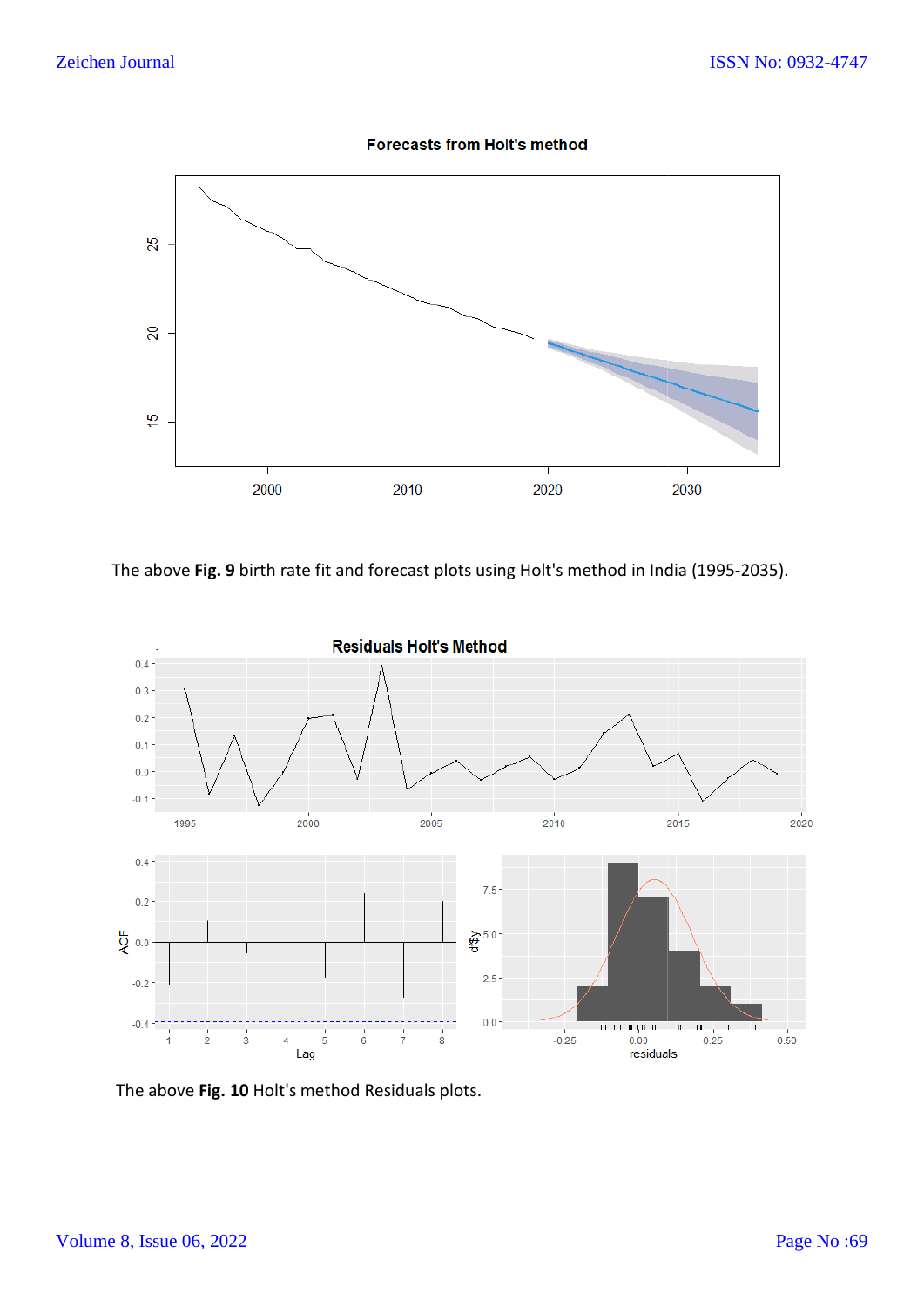The above **Fig. 9** birth rate fit and forecast plots using Holt's method in India (1995-2035).

The above **Fig. 10** Holt's method Residuals plots.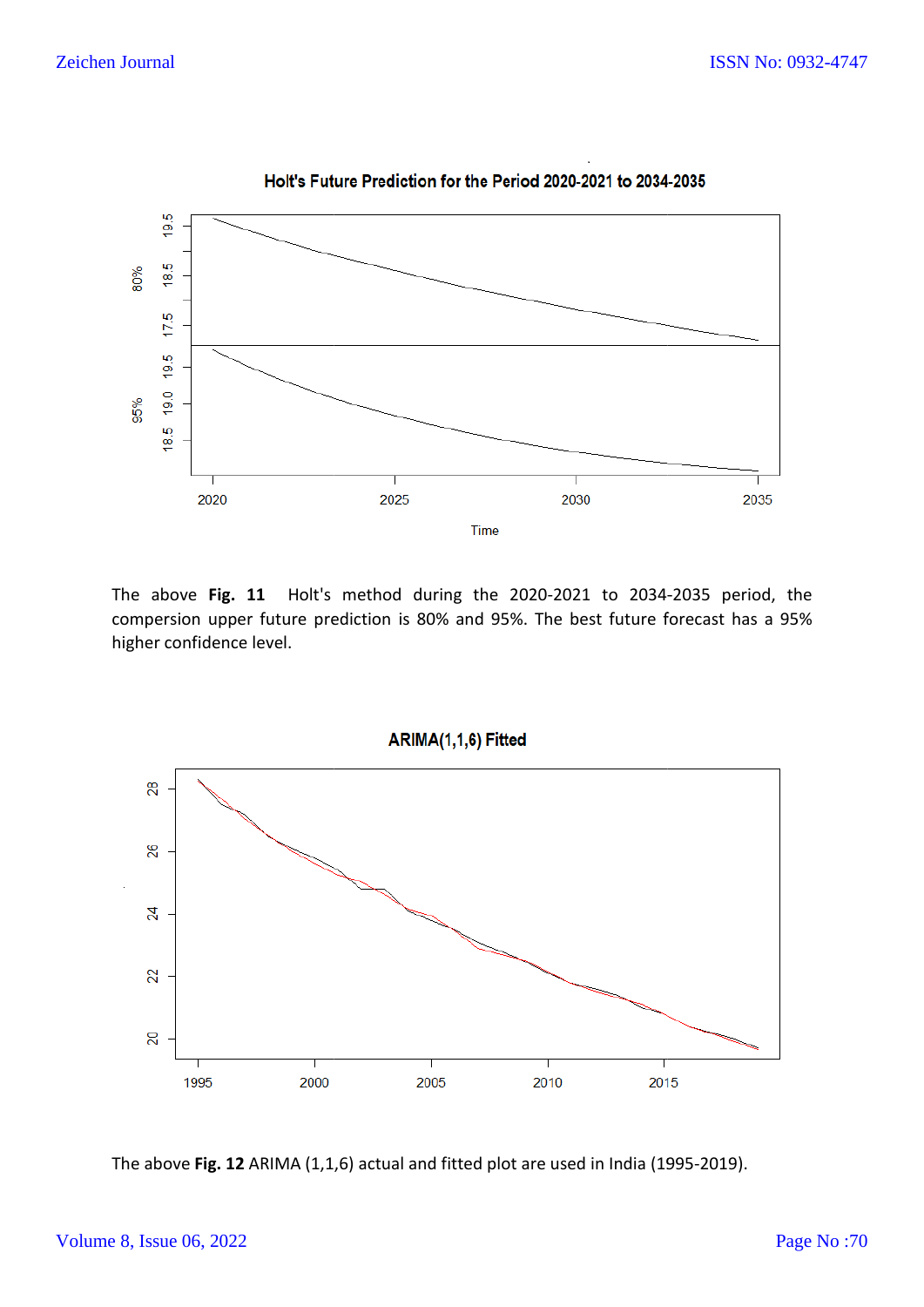The above **Fig. 11** Holt's method during the 2020-2021 to 2034-2035 period, the compersion upper future prediction is 80% and 95%. The best future forecast has a 95% higher confidence level.

The above **Fig. 12** ARIMA (1,1,6) actual and fitted plot are used in India (1995-2019).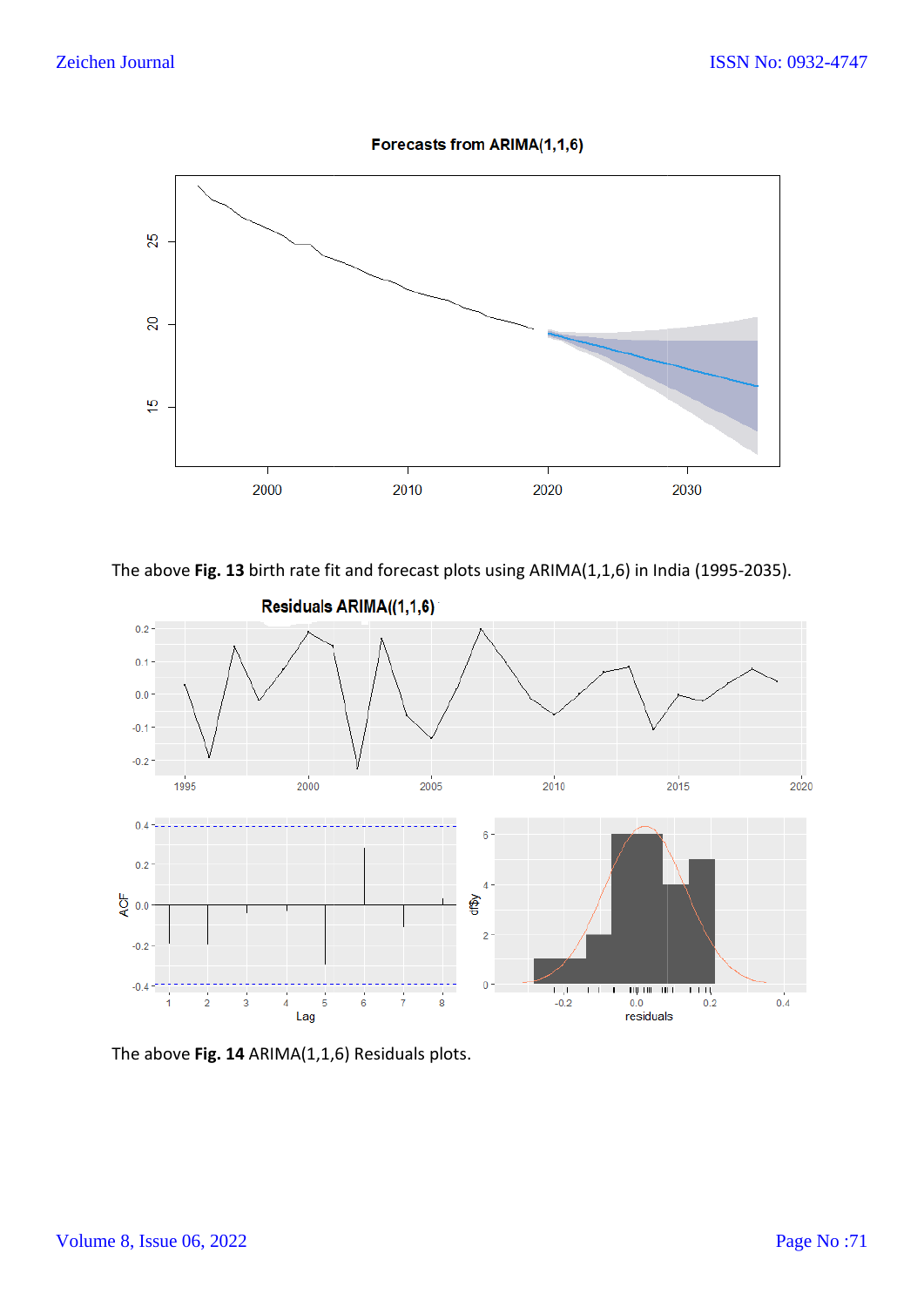The above **Fig. 13** birth rate fit and forecast plots using ARIMA(1,1,6) in India (1995-2035).

The above **Fig. 14** ARIMA(1,1,6) Residuals plots.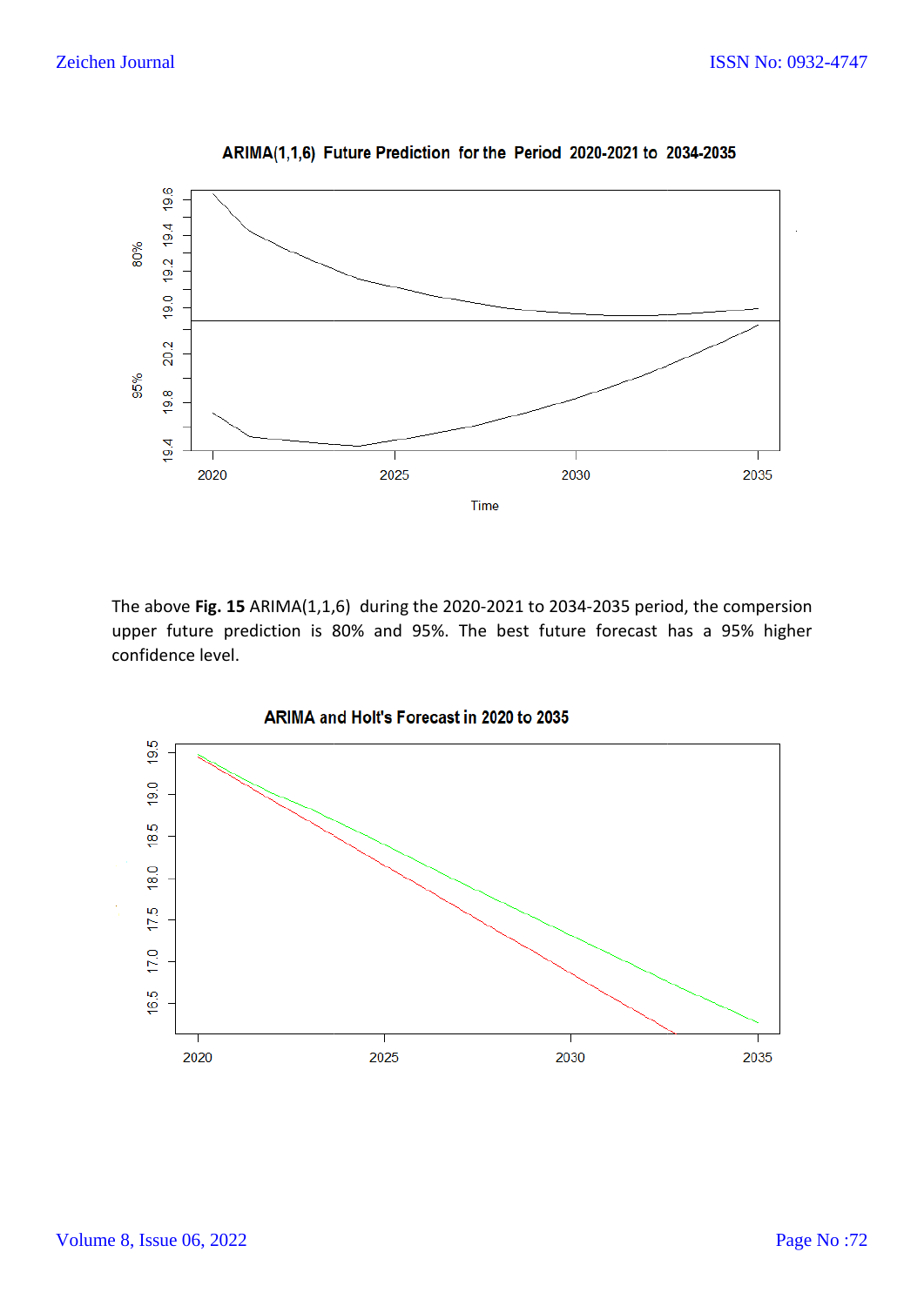The above **Fig. 15** ARIMA(1,1,6) during the 2020-2021 to 2034-2035 period, the compersion upper future prediction is 80% and 95%. The best future forecast has a 95% higher confidence level.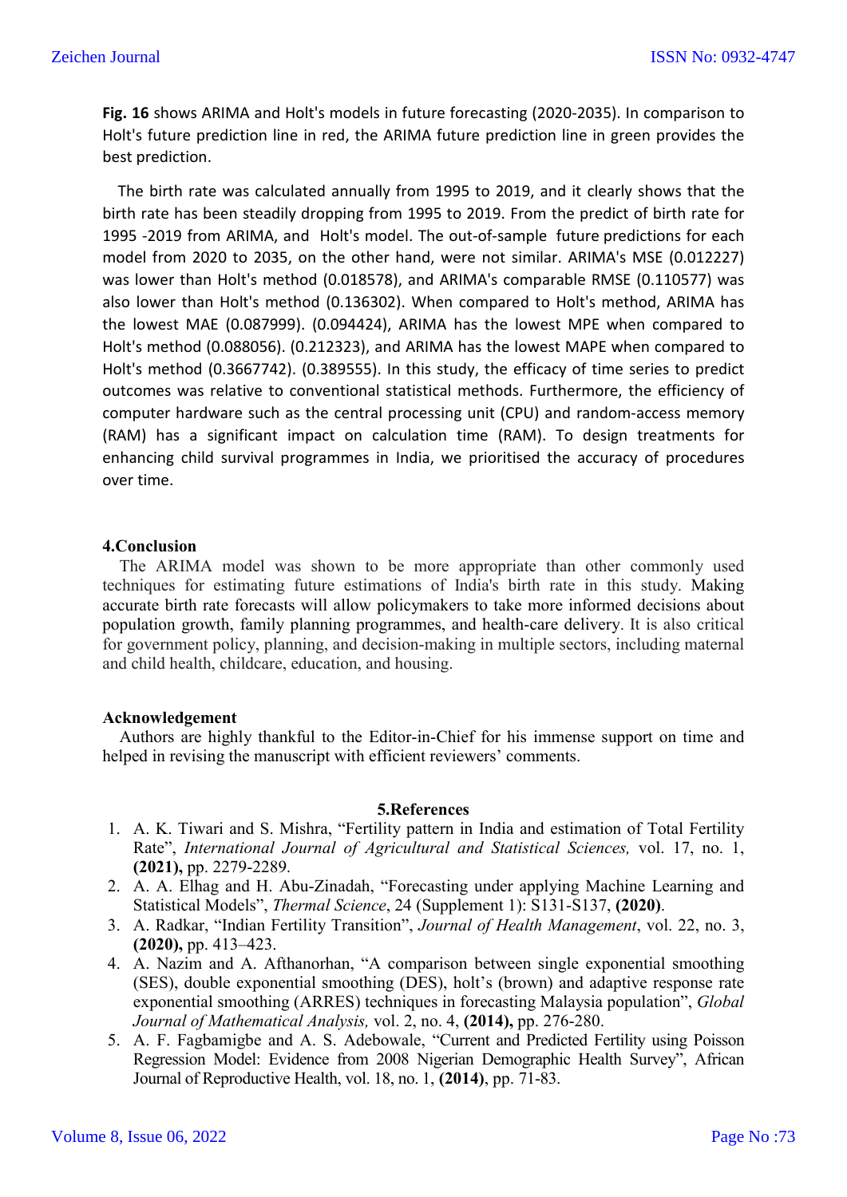**Fig. 16** shows ARIMA and Holt's models in future forecasting (2020-2035). In comparison to Holt's future prediction line in red, the ARIMA future prediction line in green provides the best prediction.

The birth rate was calculated annually from 1995 to 2019, and it clearly shows that the birth rate has been steadily dropping from 1995 to 2019. From the predict of birth rate for 1995 -2019 from ARIMA, and Holt's model. The out-of-sample future predictions for each model from 2020 to 2035, on the other hand, were not similar. ARIMA's MSE (0.012227) was lower than Holt's method (0.018578), and ARIMA's comparable RMSE (0.110577) was also lower than Holt's method (0.136302). When compared to Holt's method, ARIMA has the lowest MAE (0.087999). (0.094424), ARIMA has the lowest MPE when compared to Holt's method (0.088056). (0.212323), and ARIMA has the lowest MAPE when compared to Holt's method (0.3667742). (0.389555). In this study, the efficacy of time series to predict outcomes was relative to conventional statistical methods. Furthermore, the efficiency of computer hardware such as the central processing unit (CPU) and random-access memory (RAM) has a significant impact on calculation time (RAM). To design treatments for enhancing child survival programmes in India, we prioritised the accuracy of procedures over time.

## 4.Conclusion

The ARIMA model was shown to be more appropriate than other commonly used techniques for estimating future estimations of India's birth rate in this study. Making accurate birth rate forecasts will allow policymakers to take more informed decisions about population growth, family planning programmes, and health-care delivery. It is also critical for government policy, planning, and decision-making in multiple sectors, including maternal and child health, childcare, education, and housing.

## Acknowledgement

Authors are highly thankful to the Editor-in-Chief for his immense support on time and helped in revising the manuscript with efficient reviewers' comments.

## 5.References

1. A. K. Tiwari and S. Mishra, "Fertility pattern in India and estimation of Total Fertility Rate", *International Journal of Agricultural and Statistical Sciences,* vol. 17, no. 1, **(2021),** pp. 2279-2289.
2. A. A. Elhag and H. Abu-Zinadah, "Forecasting under applying Machine Learning and Statistical Models", *Thermal Science*, 24 (Supplement 1): S131-S137, **(2020)**.
3. A. Radkar, "Indian Fertility Transition", *Journal of Health Management*, vol. 22, no. 3, **(2020),** pp. 413–423.
4. A. Nazim and A. Afthanorhan, "A comparison between single exponential smoothing (SES), double exponential smoothing (DES), holt's (brown) and adaptive response rate exponential smoothing (ARRES) techniques in forecasting Malaysia population", *Global Journal of Mathematical Analysis,* vol. 2, no. 4, **(2014),** pp. 276-280.
5. A. F. Fagbamigbe and A. S. Adebowale, "Current and Predicted Fertility using Poisson Regression Model: Evidence from 2008 Nigerian Demographic Health Survey", African Journal of Reproductive Health, vol. 18, no. 1, **(2014)**, pp. 71-83.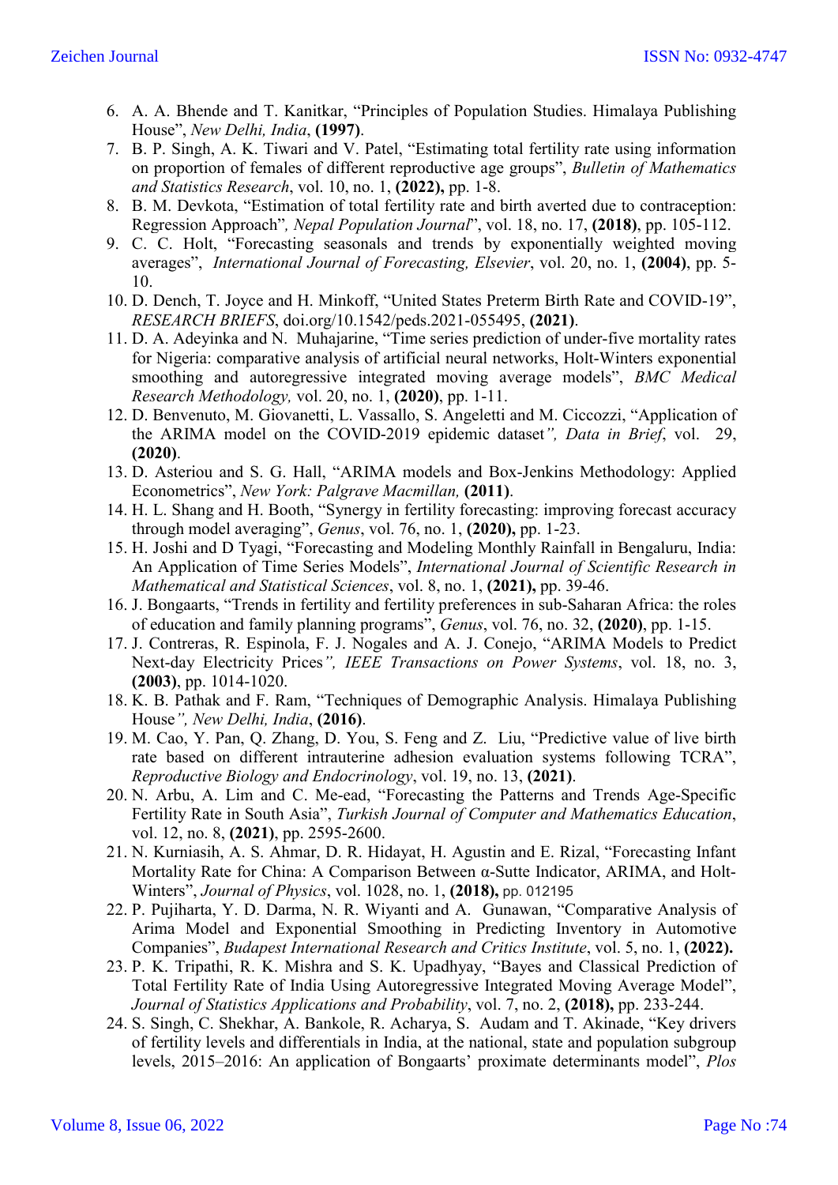6. A. A. Bhende and T. Kanitkar, “Principles of Population Studies. Himalaya Publishing House”, *New Delhi, India*, **(1997)**.
7. B. P. Singh, A. K. Tiwari and V. Patel, “Estimating total fertility rate using information on proportion of females of different reproductive age groups”, *Bulletin of Mathematics and Statistics Research*, vol. 10, no. 1, **(2022),** pp. 1-8.
8. B. M. Devkota, “Estimation of total fertility rate and birth averted due to contraception: Regression Approach”*, Nepal Population Journal*”, vol. 18, no. 17, **(2018)**, pp. 105-112.
9. C. C. Holt, “Forecasting seasonals and trends by exponentially weighted moving averages”, *International Journal of Forecasting, Elsevier*, vol. 20, no. 1, **(2004)**, pp. 5-10.
10. D. Dench, T. Joyce and H. Minkoff, “United States Preterm Birth Rate and COVID-19”, *RESEARCH BRIEFS*, doi.org/10.1542/peds.2021-055495, **(2021)**.
11. D. A. Adeyinka and N. Muhajarine, “Time series prediction of under-five mortality rates for Nigeria: comparative analysis of artificial neural networks, Holt-Winters exponential smoothing and autoregressive integrated moving average models”, *BMC Medical Research Methodology,* vol. 20, no. 1, **(2020)**, pp. 1-11.
12. D. Benvenuto, M. Giovanetti, L. Vassallo, S. Angeletti and M. Ciccozzi, “Application of the ARIMA model on the COVID-2019 epidemic dataset*”, Data in Brief*, vol. 29, **(2020)**.
13. D. Asteriou and S. G. Hall, “ARIMA models and Box-Jenkins Methodology: Applied Econometrics”, *New York: Palgrave Macmillan,* **(2011)**.
14. H. L. Shang and H. Booth, “Synergy in fertility forecasting: improving forecast accuracy through model averaging”, *Genus*, vol. 76, no. 1, **(2020),** pp. 1-23.
15. H. Joshi and D Tyagi, “Forecasting and Modeling Monthly Rainfall in Bengaluru, India: An Application of Time Series Models”, *International Journal of Scientific Research in Mathematical and Statistical Sciences*, vol. 8, no. 1, **(2021),** pp. 39-46.
16. J. Bongaarts, “Trends in fertility and fertility preferences in sub-Saharan Africa: the roles of education and family planning programs”, *Genus*, vol. 76, no. 32, **(2020)**, pp. 1-15.
17. J. Contreras, R. Espinola, F. J. Nogales and A. J. Conejo, “ARIMA Models to Predict Next-day Electricity Prices*”, IEEE Transactions on Power Systems*, vol. 18, no. 3, **(2003)**, pp. 1014-1020.
18. K. B. Pathak and F. Ram, “Techniques of Demographic Analysis. Himalaya Publishing House*”, New Delhi, India*, **(2016)**.
19. M. Cao, Y. Pan, Q. Zhang, D. You, S. Feng and Z. Liu, “Predictive value of live birth rate based on different intrauterine adhesion evaluation systems following TCRA”, *Reproductive Biology and Endocrinology*, vol. 19, no. 13, **(2021)**.
20. N. Arbu, A. Lim and C. Me-ead, “Forecasting the Patterns and Trends Age-Specific Fertility Rate in South Asia”, *Turkish Journal of Computer and Mathematics Education*, vol. 12, no. 8, **(2021)**, pp. 2595-2600.
21. N. Kurniasih, A. S. Ahmar, D. R. Hidayat, H. Agustin and E. Rizal, “Forecasting Infant Mortality Rate for China: A Comparison Between α-Sutte Indicator, ARIMA, and Holt-Winters”, *Journal of Physics*, vol. 1028, no. 1, **(2018),** pp. 012195
22. P. Pujiharta, Y. D. Darma, N. R. Wiyanti and A. Gunawan, “Comparative Analysis of Arima Model and Exponential Smoothing in Predicting Inventory in Automotive Companies”, *Budapest International Research and Critics Institute*, vol. 5, no. 1, **(2022).**
23. P. K. Tripathi, R. K. Mishra and S. K. Upadhyay, “Bayes and Classical Prediction of Total Fertility Rate of India Using Autoregressive Integrated Moving Average Model”, *Journal of Statistics Applications and Probability*, vol. 7, no. 2, **(2018),** pp. 233-244.
24. S. Singh, C. Shekhar, A. Bankole, R. Acharya, S. Audam and T. Akinade, “Key drivers of fertility levels and differentials in India, at the national, state and population subgroup levels, 2015–2016: An application of Bongaarts' proximate determinants model”, *Plos*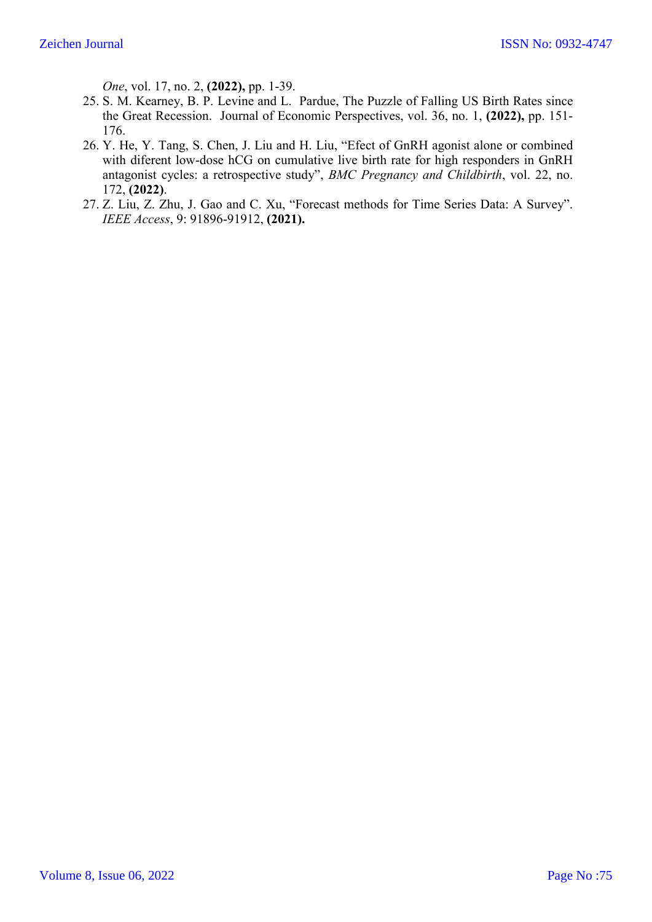*One*, vol. 17, no. 2, **(2022),** pp. 1-39.

25. S. M. Kearney, B. P. Levine and L. Pardue, The Puzzle of Falling US Birth Rates since the Great Recession. Journal of Economic Perspectives, vol. 36, no. 1, **(2022),** pp. 151-176.
26. Y. He, Y. Tang, S. Chen, J. Liu and H. Liu, "Efect of GnRH agonist alone or combined with diferent low-dose hCG on cumulative live birth rate for high responders in GnRH antagonist cycles: a retrospective study", *BMC Pregnancy and Childbirth*, vol. 22, no. 172, **(2022)**.
27. Z. Liu, Z. Zhu, J. Gao and C. Xu, "Forecast methods for Time Series Data: A Survey". *IEEE Access*, 9: 91896-91912, **(2021).**